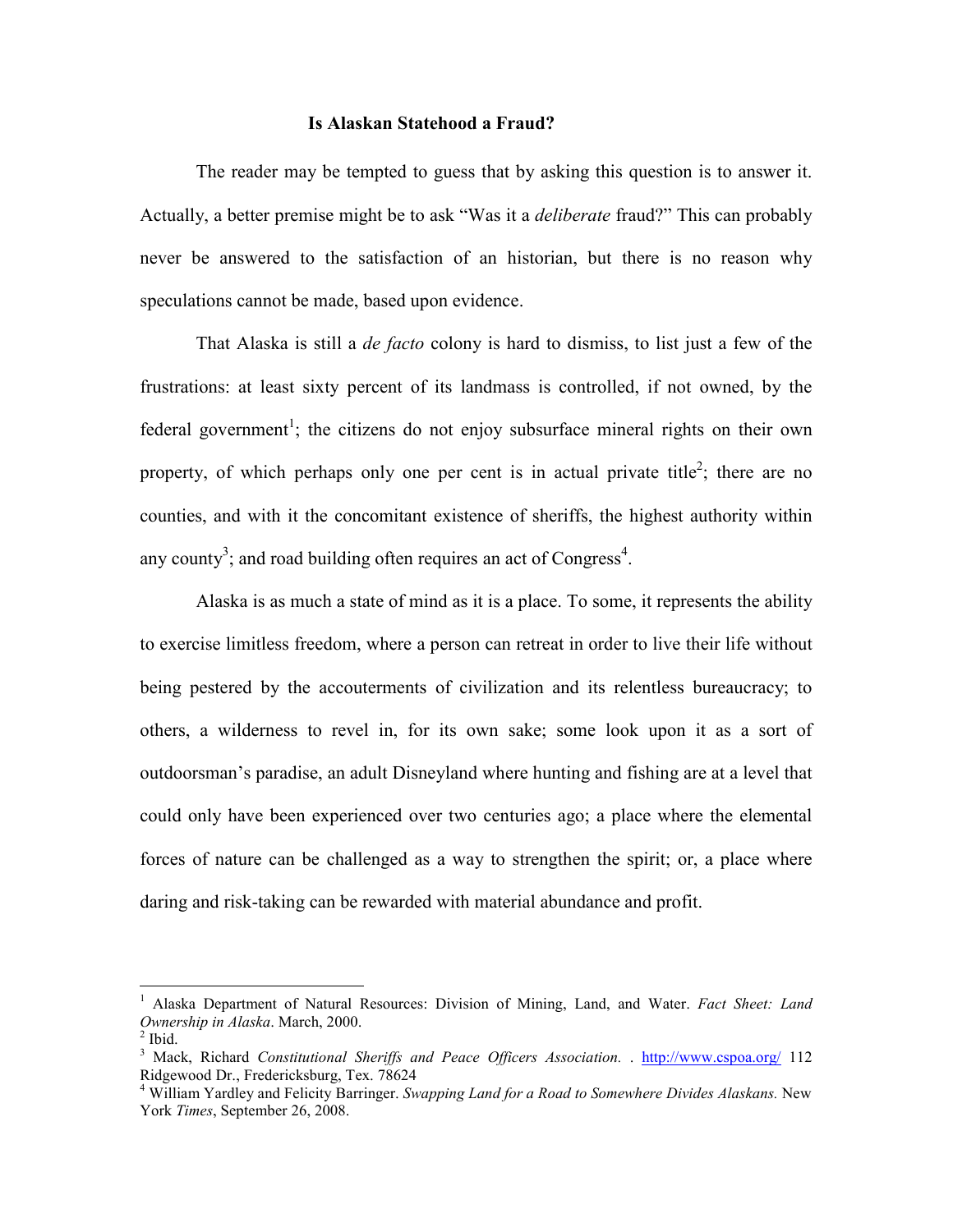# Is Alaskan Statehood a Fraud?

The reader may be tempted to guess that by asking this question is to answer it. Actually, a better premise might be to ask "Was it a *deliberate* fraud?" This can probably never be answered to the satisfaction of an historian, but there is no reason why speculations cannot be made, based upon evidence.

That Alaska is still a *de facto* colony is hard to dismiss, to list just a few of the frustrations: at least sixty percent of its landmass is controlled, if not owned, by the federal government[1]; the citizens do not enjoy subsurface mineral rights on their own property, of which perhaps only one per cent is in actual private title[2]; there are no counties, and with it the concomitant existence of sheriffs, the highest authority within any county[3]; and road building often requires an act of Congress[4].

Alaska is as much a state of mind as it is a place. To some, it represents the ability to exercise limitless freedom, where a person can retreat in order to live their life without being pestered by the accouterments of civilization and its relentless bureaucracy; to others, a wilderness to revel in, for its own sake; some look upon it as a sort of outdoorsman's paradise, an adult Disneyland where hunting and fishing are at a level that could only have been experienced over two centuries ago; a place where the elemental forces of nature can be challenged as a way to strengthen the spirit; or, a place where daring and risk-taking can be rewarded with material abundance and profit.

---

[1] Alaska Department of Natural Resources: Division of Mining, Land, and Water. *Fact Sheet: Land Ownership in Alaska*. March, 2000.

[2] Ibid.

[3] Mack, Richard *Constitutional Sheriffs and Peace Officers Association.* . http://www.cspoa.org/ 112 Ridgewood Dr., Fredericksburg, Tex. 78624

[4] William Yardley and Felicity Barringer. *Swapping Land for a Road to Somewhere Divides Alaskans.* New York *Times*, September 26, 2008.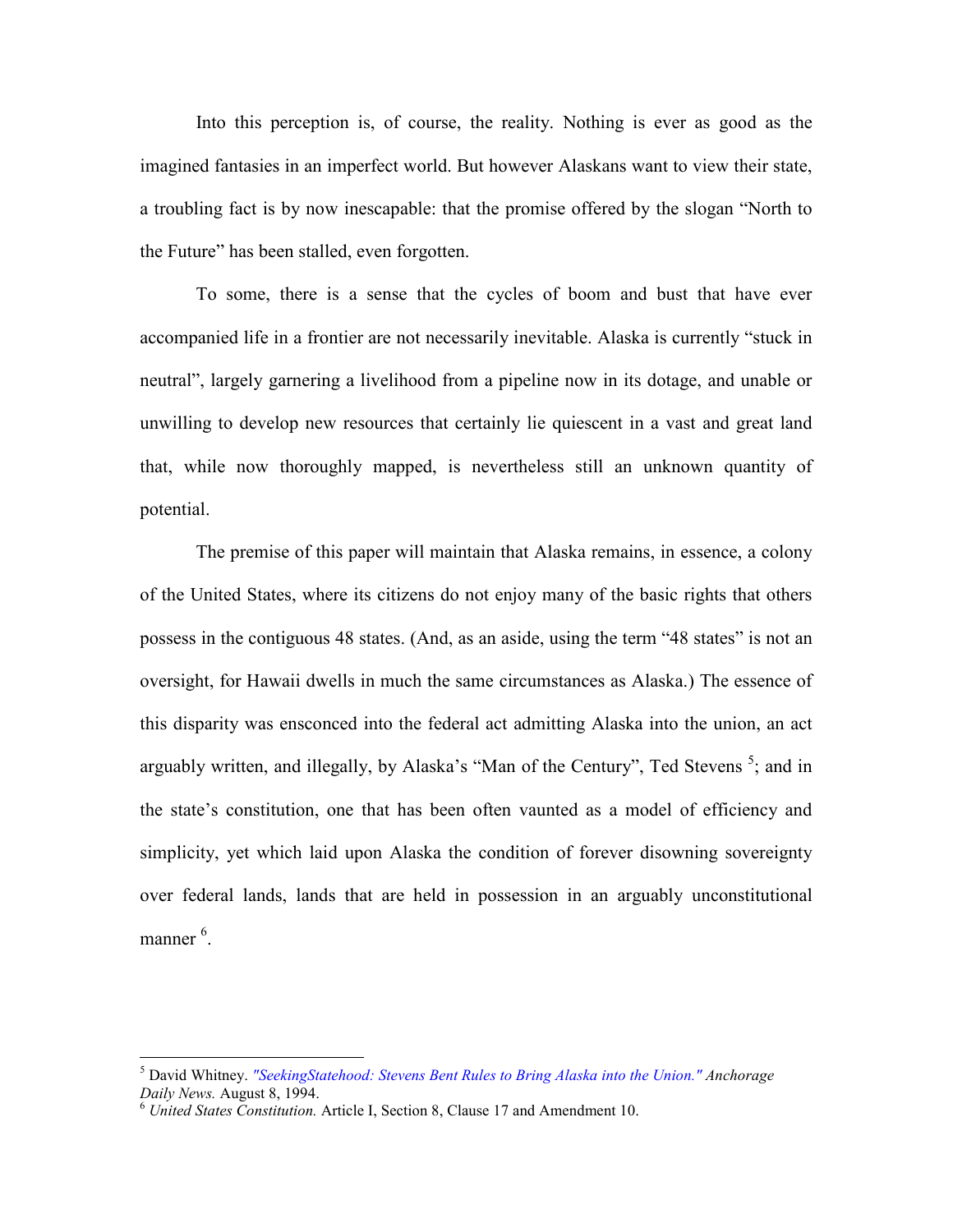Into this perception is, of course, the reality. Nothing is ever as good as the imagined fantasies in an imperfect world. But however Alaskans want to view their state, a troubling fact is by now inescapable: that the promise offered by the slogan "North to the Future" has been stalled, even forgotten.

To some, there is a sense that the cycles of boom and bust that have ever accompanied life in a frontier are not necessarily inevitable. Alaska is currently "stuck in neutral", largely garnering a livelihood from a pipeline now in its dotage, and unable or unwilling to develop new resources that certainly lie quiescent in a vast and great land that, while now thoroughly mapped, is nevertheless still an unknown quantity of potential.

The premise of this paper will maintain that Alaska remains, in essence, a colony of the United States, where its citizens do not enjoy many of the basic rights that others possess in the contiguous 48 states. (And, as an aside, using the term "48 states" is not an oversight, for Hawaii dwells in much the same circumstances as Alaska.) The essence of this disparity was ensconced into the federal act admitting Alaska into the union, an act arguably written, and illegally, by Alaska's "Man of the Century", Ted Stevens [5]; and in the state's constitution, one that has been often vaunted as a model of efficiency and simplicity, yet which laid upon Alaska the condition of forever disowning sovereignty over federal lands, lands that are held in possession in an arguably unconstitutional manner [6].

---

[5] David Whitney. *"SeekingStatehood: Stevens Bent Rules to Bring Alaska into the Union." Anchorage Daily News.* August 8, 1994.

[6] *United States Constitution.* Article I, Section 8, Clause 17 and Amendment 10.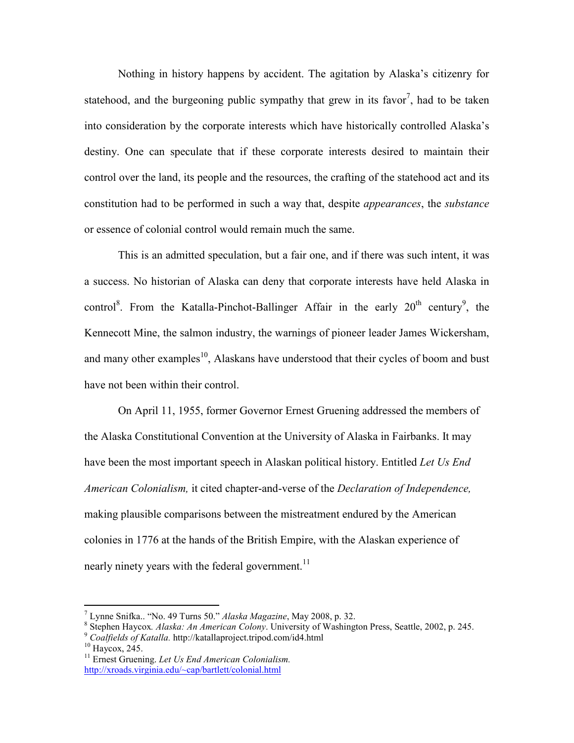Nothing in history happens by accident. The agitation by Alaska's citizenry for statehood, and the burgeoning public sympathy that grew in its favor[7], had to be taken into consideration by the corporate interests which have historically controlled Alaska's destiny. One can speculate that if these corporate interests desired to maintain their control over the land, its people and the resources, the crafting of the statehood act and its constitution had to be performed in such a way that, despite *appearances*, the *substance* or essence of colonial control would remain much the same.

This is an admitted speculation, but a fair one, and if there was such intent, it was a success. No historian of Alaska can deny that corporate interests have held Alaska in control[8]. From the Katalla-Pinchot-Ballinger Affair in the early 20th century[9], the Kennecott Mine, the salmon industry, the warnings of pioneer leader James Wickersham, and many other examples[10], Alaskans have understood that their cycles of boom and bust have not been within their control.

On April 11, 1955, former Governor Ernest Gruening addressed the members of the Alaska Constitutional Convention at the University of Alaska in Fairbanks. It may have been the most important speech in Alaskan political history. Entitled *Let Us End American Colonialism,* it cited chapter-and-verse of the *Declaration of Independence,* making plausible comparisons between the mistreatment endured by the American colonies in 1776 at the hands of the British Empire, with the Alaskan experience of nearly ninety years with the federal government.[11]

---

[7] Lynne Snifka.. "No. 49 Turns 50." *Alaska Magazine*, May 2008, p. 32.

[8] Stephen Haycox. *Alaska: An American Colony*. University of Washington Press, Seattle, 2002, p. 245.

[9] *Coalfields of Katalla.* http://katallaproject.tripod.com/id4.html

[10] Haycox, 245.

[11] Ernest Gruening. *Let Us End American Colonialism.* http://xroads.virginia.edu/~cap/bartlett/colonial.html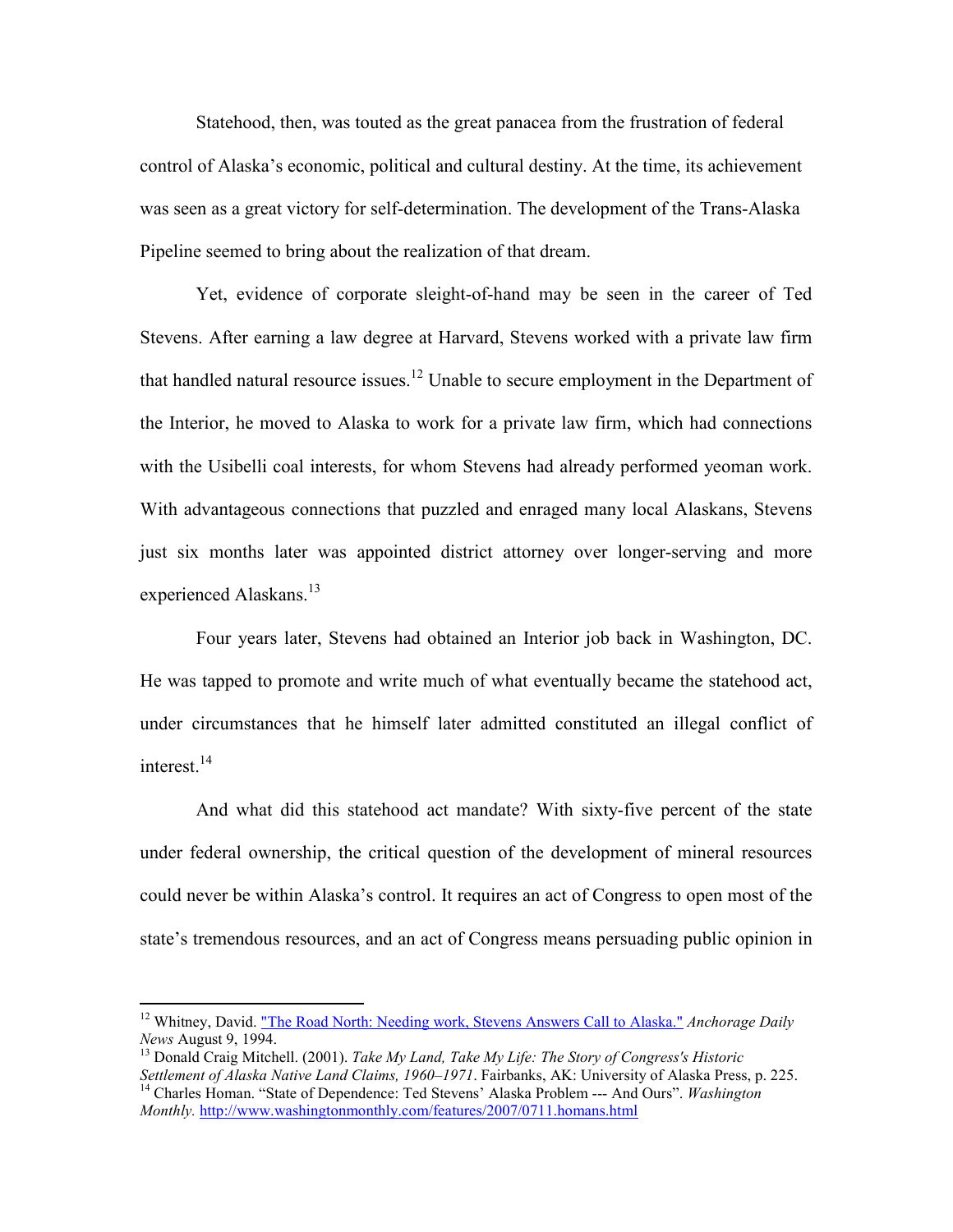Statehood, then, was touted as the great panacea from the frustration of federal control of Alaska's economic, political and cultural destiny. At the time, its achievement was seen as a great victory for self-determination. The development of the Trans-Alaska Pipeline seemed to bring about the realization of that dream.

Yet, evidence of corporate sleight-of-hand may be seen in the career of Ted Stevens. After earning a law degree at Harvard, Stevens worked with a private law firm that handled natural resource issues.[12] Unable to secure employment in the Department of the Interior, he moved to Alaska to work for a private law firm, which had connections with the Usibelli coal interests, for whom Stevens had already performed yeoman work. With advantageous connections that puzzled and enraged many local Alaskans, Stevens just six months later was appointed district attorney over longer-serving and more experienced Alaskans.[13]

Four years later, Stevens had obtained an Interior job back in Washington, DC. He was tapped to promote and write much of what eventually became the statehood act, under circumstances that he himself later admitted constituted an illegal conflict of interest.[14]

And what did this statehood act mandate? With sixty-five percent of the state under federal ownership, the critical question of the development of mineral resources could never be within Alaska's control. It requires an act of Congress to open most of the state's tremendous resources, and an act of Congress means persuading public opinion in

---

[12] Whitney, David. "The Road North: Needing work, Stevens Answers Call to Alaska." *Anchorage Daily News* August 9, 1994.

[13] Donald Craig Mitchell. (2001). *Take My Land, Take My Life: The Story of Congress's Historic Settlement of Alaska Native Land Claims, 1960–1971*. Fairbanks, AK: University of Alaska Press, p. 225.

[14] Charles Homan. "State of Dependence: Ted Stevens' Alaska Problem --- And Ours". *Washington Monthly.* http://www.washingtonmonthly.com/features/2007/0711.homans.html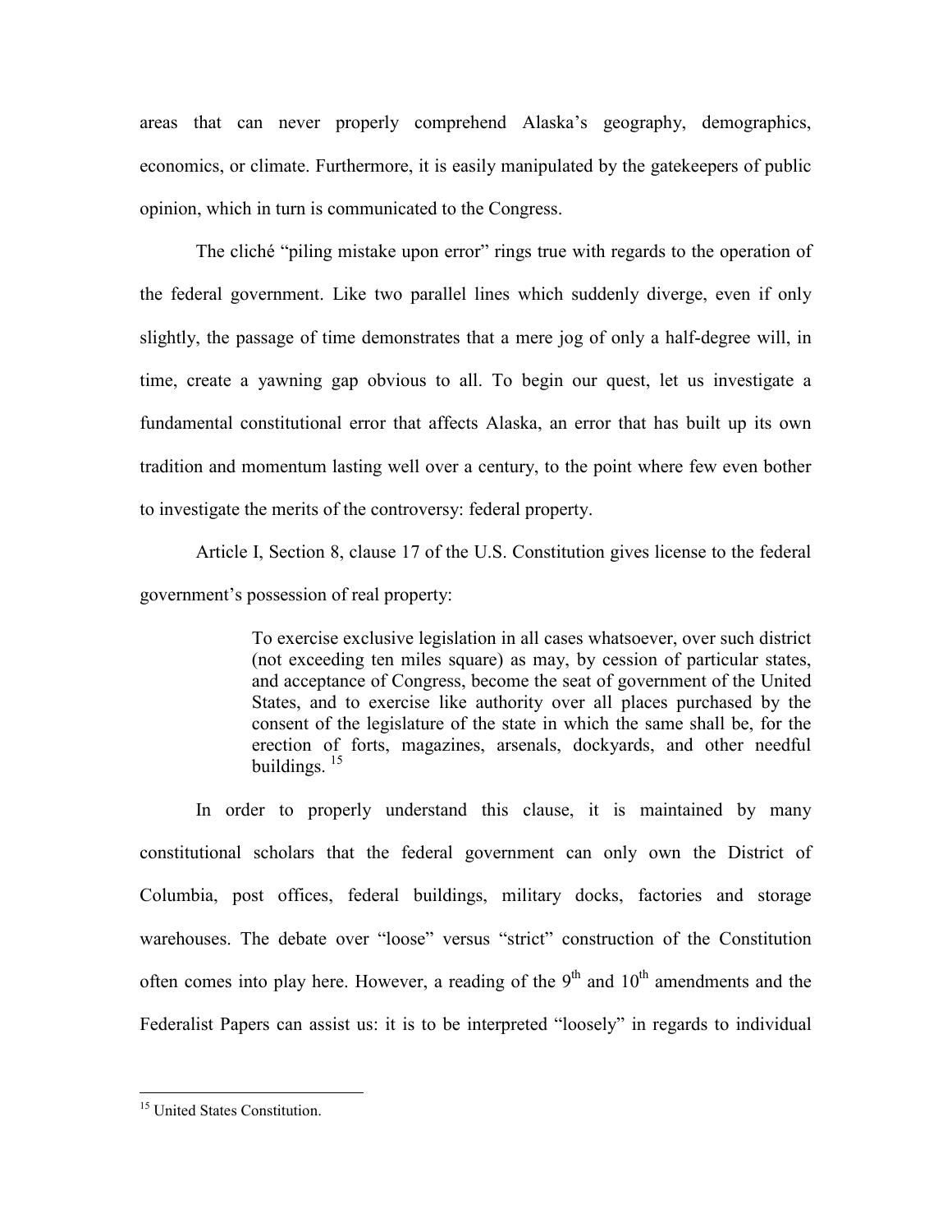areas that can never properly comprehend Alaska's geography, demographics, economics, or climate. Furthermore, it is easily manipulated by the gatekeepers of public opinion, which in turn is communicated to the Congress.

The cliché "piling mistake upon error" rings true with regards to the operation of the federal government. Like two parallel lines which suddenly diverge, even if only slightly, the passage of time demonstrates that a mere jog of only a half-degree will, in time, create a yawning gap obvious to all. To begin our quest, let us investigate a fundamental constitutional error that affects Alaska, an error that has built up its own tradition and momentum lasting well over a century, to the point where few even bother to investigate the merits of the controversy: federal property.

Article I, Section 8, clause 17 of the U.S. Constitution gives license to the federal government's possession of real property:

> To exercise exclusive legislation in all cases whatsoever, over such district (not exceeding ten miles square) as may, by cession of particular states, and acceptance of Congress, become the seat of government of the United States, and to exercise like authority over all places purchased by the consent of the legislature of the state in which the same shall be, for the erection of forts, magazines, arsenals, dockyards, and other needful buildings. [15]

In order to properly understand this clause, it is maintained by many constitutional scholars that the federal government can only own the District of Columbia, post offices, federal buildings, military docks, factories and storage warehouses. The debate over "loose" versus "strict" construction of the Constitution often comes into play here. However, a reading of the 9th and 10th amendments and the Federalist Papers can assist us: it is to be interpreted "loosely" in regards to individual

---

[15] United States Constitution.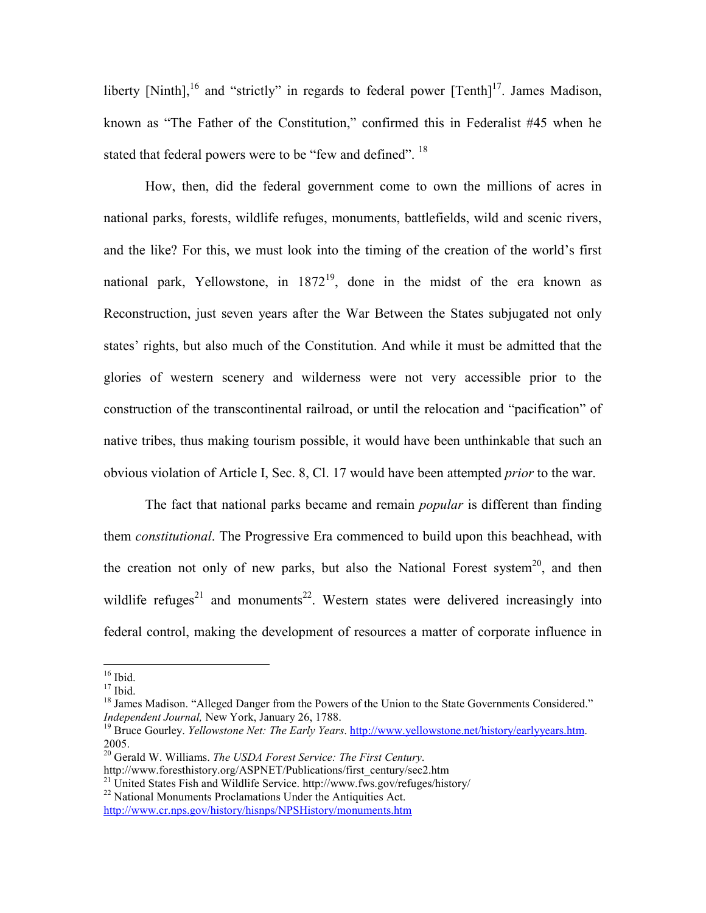liberty [Ninth],[16] and "strictly" in regards to federal power [Tenth][17]. James Madison, known as "The Father of the Constitution," confirmed this in Federalist #45 when he stated that federal powers were to be "few and defined". [18]

How, then, did the federal government come to own the millions of acres in national parks, forests, wildlife refuges, monuments, battlefields, wild and scenic rivers, and the like? For this, we must look into the timing of the creation of the world's first national park, Yellowstone, in 1872[19], done in the midst of the era known as Reconstruction, just seven years after the War Between the States subjugated not only states' rights, but also much of the Constitution. And while it must be admitted that the glories of western scenery and wilderness were not very accessible prior to the construction of the transcontinental railroad, or until the relocation and "pacification" of native tribes, thus making tourism possible, it would have been unthinkable that such an obvious violation of Article I, Sec. 8, Cl. 17 would have been attempted *prior* to the war.

The fact that national parks became and remain *popular* is different than finding them *constitutional*. The Progressive Era commenced to build upon this beachhead, with the creation not only of new parks, but also the National Forest system[20], and then wildlife refuges[21] and monuments[22]. Western states were delivered increasingly into federal control, making the development of resources a matter of corporate influence in

---

[16] Ibid.

[17] Ibid.

[18] James Madison. "Alleged Danger from the Powers of the Union to the State Governments Considered." *Independent Journal,* New York, January 26, 1788.

[19] Bruce Gourley. *Yellowstone Net: The Early Years*. http://www.yellowstone.net/history/earlyyears.htm. 2005.

[20] Gerald W. Williams. *The USDA Forest Service: The First Century*. http://www.foresthistory.org/ASPNET/Publications/first_century/sec2.htm

[21] United States Fish and Wildlife Service. http://www.fws.gov/refuges/history/

[22] National Monuments Proclamations Under the Antiquities Act. http://www.cr.nps.gov/history/hisnps/NPSHistory/monuments.htm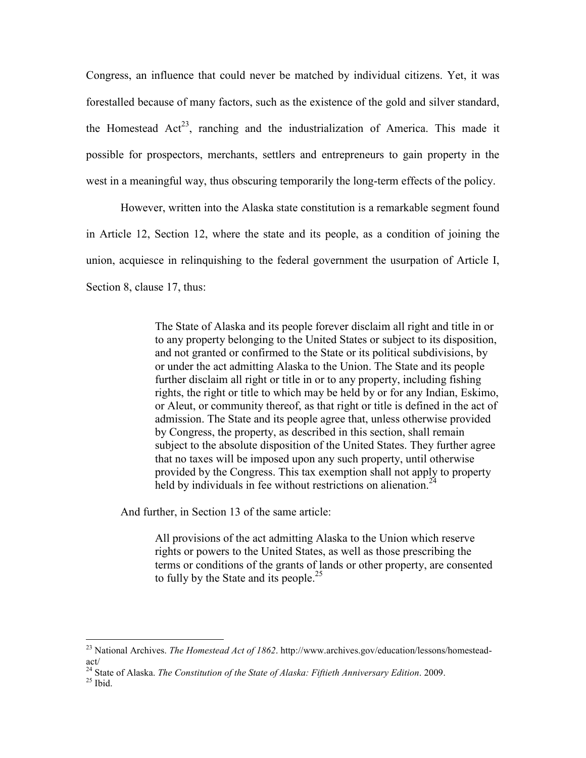Congress, an influence that could never be matched by individual citizens. Yet, it was forestalled because of many factors, such as the existence of the gold and silver standard, the Homestead Act[23], ranching and the industrialization of America. This made it possible for prospectors, merchants, settlers and entrepreneurs to gain property in the west in a meaningful way, thus obscuring temporarily the long-term effects of the policy.

However, written into the Alaska state constitution is a remarkable segment found in Article 12, Section 12, where the state and its people, as a condition of joining the union, acquiesce in relinquishing to the federal government the usurpation of Article I, Section 8, clause 17, thus:

> The State of Alaska and its people forever disclaim all right and title in or to any property belonging to the United States or subject to its disposition, and not granted or confirmed to the State or its political subdivisions, by or under the act admitting Alaska to the Union. The State and its people further disclaim all right or title in or to any property, including fishing rights, the right or title to which may be held by or for any Indian, Eskimo, or Aleut, or community thereof, as that right or title is defined in the act of admission. The State and its people agree that, unless otherwise provided by Congress, the property, as described in this section, shall remain subject to the absolute disposition of the United States. They further agree that no taxes will be imposed upon any such property, until otherwise provided by the Congress. This tax exemption shall not apply to property held by individuals in fee without restrictions on alienation.[24]

And further, in Section 13 of the same article:

> All provisions of the act admitting Alaska to the Union which reserve rights or powers to the United States, as well as those prescribing the terms or conditions of the grants of lands or other property, are consented to fully by the State and its people.[25]

---

[23] National Archives. *The Homestead Act of 1862*. http://www.archives.gov/education/lessons/homestead-act/

[24] State of Alaska. *The Constitution of the State of Alaska: Fiftieth Anniversary Edition*. 2009.

[25] Ibid.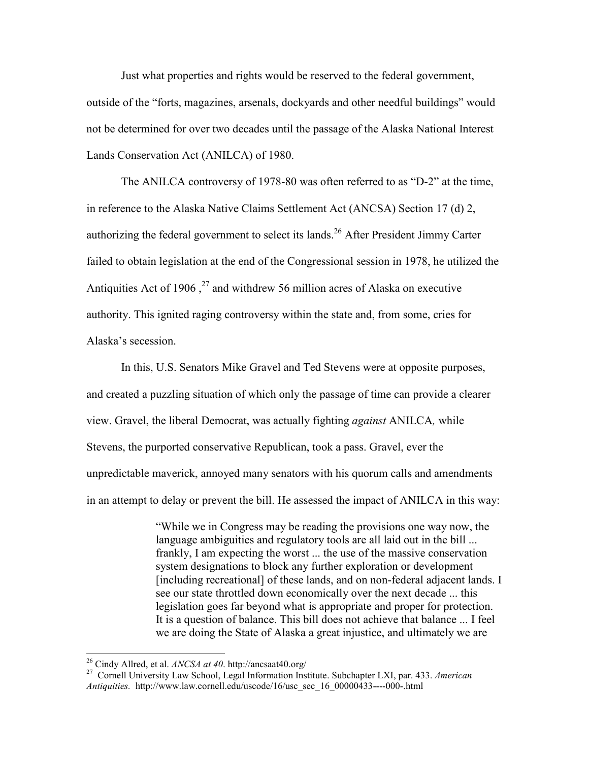Just what properties and rights would be reserved to the federal government, outside of the "forts, magazines, arsenals, dockyards and other needful buildings" would not be determined for over two decades until the passage of the Alaska National Interest Lands Conservation Act (ANILCA) of 1980.

The ANILCA controversy of 1978-80 was often referred to as "D-2" at the time, in reference to the Alaska Native Claims Settlement Act (ANCSA) Section 17 (d) 2, authorizing the federal government to select its lands.[26] After President Jimmy Carter failed to obtain legislation at the end of the Congressional session in 1978, he utilized the Antiquities Act of 1906 ,[27] and withdrew 56 million acres of Alaska on executive authority. This ignited raging controversy within the state and, from some, cries for Alaska's secession.

In this, U.S. Senators Mike Gravel and Ted Stevens were at opposite purposes, and created a puzzling situation of which only the passage of time can provide a clearer view. Gravel, the liberal Democrat, was actually fighting *against* ANILCA*,* while Stevens, the purported conservative Republican, took a pass. Gravel, ever the unpredictable maverick, annoyed many senators with his quorum calls and amendments in an attempt to delay or prevent the bill. He assessed the impact of ANILCA in this way:

> "While we in Congress may be reading the provisions one way now, the language ambiguities and regulatory tools are all laid out in the bill ... frankly, I am expecting the worst ... the use of the massive conservation system designations to block any further exploration or development [including recreational] of these lands, and on non-federal adjacent lands. I see our state throttled down economically over the next decade ... this legislation goes far beyond what is appropriate and proper for protection. It is a question of balance. This bill does not achieve that balance ... I feel we are doing the State of Alaska a great injustice, and ultimately we are

---

[26] Cindy Allred, et al. *ANCSA at 40*. http://ancsaat40.org/

[27] Cornell University Law School, Legal Information Institute. Subchapter LXI, par. 433. *American Antiquities.* http://www.law.cornell.edu/uscode/16/usc_sec_16_00000433----000-.html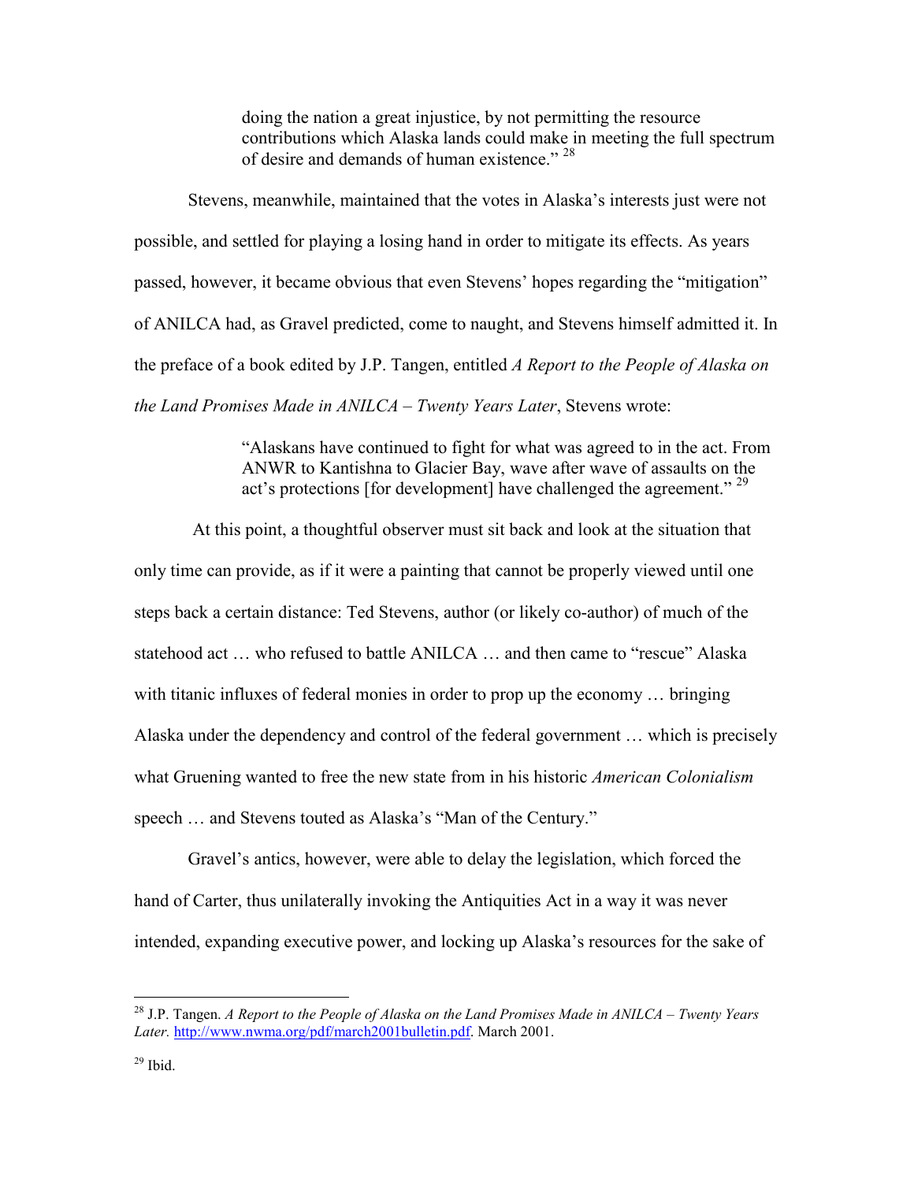> doing the nation a great injustice, by not permitting the resource contributions which Alaska lands could make in meeting the full spectrum of desire and demands of human existence." [28]

Stevens, meanwhile, maintained that the votes in Alaska's interests just were not possible, and settled for playing a losing hand in order to mitigate its effects. As years passed, however, it became obvious that even Stevens' hopes regarding the "mitigation" of ANILCA had, as Gravel predicted, come to naught, and Stevens himself admitted it. In the preface of a book edited by J.P. Tangen, entitled *A Report to the People of Alaska on the Land Promises Made in ANILCA – Twenty Years Later*, Stevens wrote:

> "Alaskans have continued to fight for what was agreed to in the act. From ANWR to Kantishna to Glacier Bay, wave after wave of assaults on the act's protections [for development] have challenged the agreement." [29]

At this point, a thoughtful observer must sit back and look at the situation that only time can provide, as if it were a painting that cannot be properly viewed until one steps back a certain distance: Ted Stevens, author (or likely co-author) of much of the statehood act … who refused to battle ANILCA … and then came to "rescue" Alaska with titanic influxes of federal monies in order to prop up the economy … bringing Alaska under the dependency and control of the federal government … which is precisely what Gruening wanted to free the new state from in his historic *American Colonialism* speech … and Stevens touted as Alaska's "Man of the Century."

Gravel's antics, however, were able to delay the legislation, which forced the hand of Carter, thus unilaterally invoking the Antiquities Act in a way it was never intended, expanding executive power, and locking up Alaska's resources for the sake of

---

[28] J.P. Tangen. *A Report to the People of Alaska on the Land Promises Made in ANILCA – Twenty Years Later.* http://www.nwma.org/pdf/march2001bulletin.pdf. March 2001.

[29] Ibid.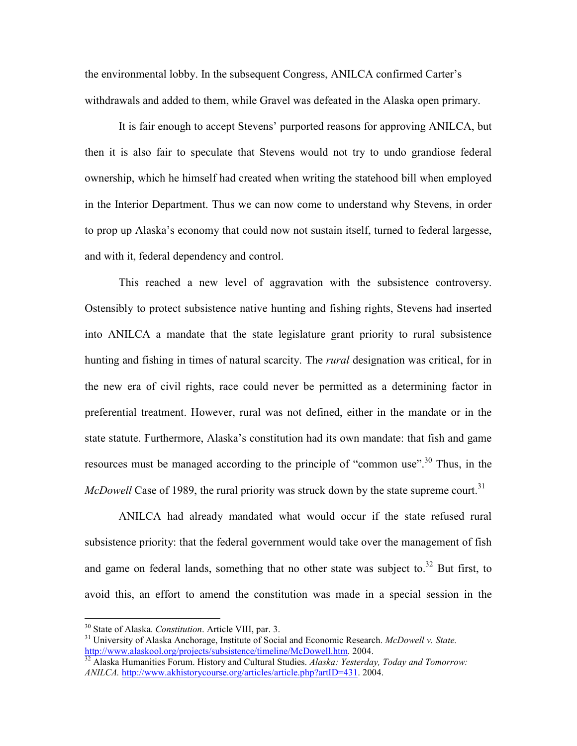the environmental lobby. In the subsequent Congress, ANILCA confirmed Carter's withdrawals and added to them, while Gravel was defeated in the Alaska open primary.

It is fair enough to accept Stevens' purported reasons for approving ANILCA, but then it is also fair to speculate that Stevens would not try to undo grandiose federal ownership, which he himself had created when writing the statehood bill when employed in the Interior Department. Thus we can now come to understand why Stevens, in order to prop up Alaska's economy that could now not sustain itself, turned to federal largesse, and with it, federal dependency and control.

This reached a new level of aggravation with the subsistence controversy. Ostensibly to protect subsistence native hunting and fishing rights, Stevens had inserted into ANILCA a mandate that the state legislature grant priority to rural subsistence hunting and fishing in times of natural scarcity. The *rural* designation was critical, for in the new era of civil rights, race could never be permitted as a determining factor in preferential treatment. However, rural was not defined, either in the mandate or in the state statute. Furthermore, Alaska's constitution had its own mandate: that fish and game resources must be managed according to the principle of "common use".[30] Thus, in the *McDowell* Case of 1989, the rural priority was struck down by the state supreme court.[31]

ANILCA had already mandated what would occur if the state refused rural subsistence priority: that the federal government would take over the management of fish and game on federal lands, something that no other state was subject to.[32] But first, to avoid this, an effort to amend the constitution was made in a special session in the

---

[30] State of Alaska. *Constitution*. Article VIII, par. 3.

[31] University of Alaska Anchorage, Institute of Social and Economic Research. *McDowell v. State.* http://www.alaskool.org/projects/subsistence/timeline/McDowell.htm. 2004.

[32] Alaska Humanities Forum. History and Cultural Studies. *Alaska: Yesterday, Today and Tomorrow: ANILCA.* http://www.akhistorycourse.org/articles/article.php?artID=431. 2004.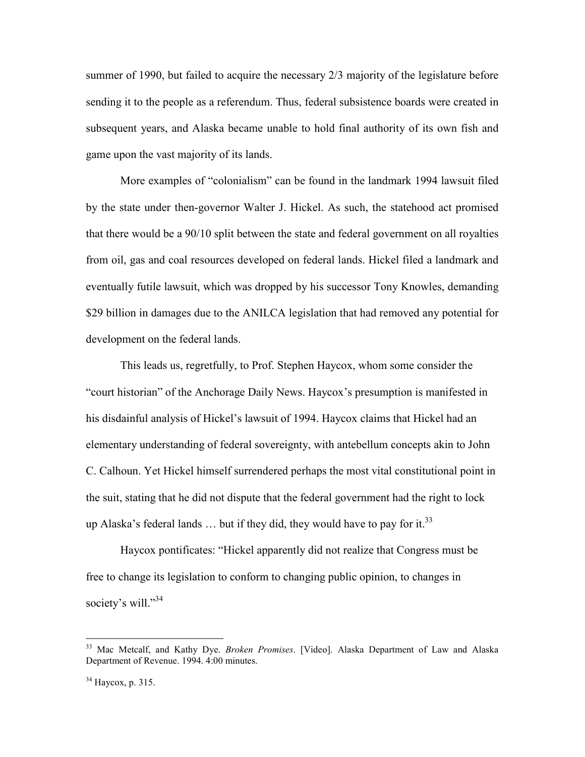summer of 1990, but failed to acquire the necessary 2/3 majority of the legislature before sending it to the people as a referendum. Thus, federal subsistence boards were created in subsequent years, and Alaska became unable to hold final authority of its own fish and game upon the vast majority of its lands.

More examples of "colonialism" can be found in the landmark 1994 lawsuit filed by the state under then-governor Walter J. Hickel. As such, the statehood act promised that there would be a 90/10 split between the state and federal government on all royalties from oil, gas and coal resources developed on federal lands. Hickel filed a landmark and eventually futile lawsuit, which was dropped by his successor Tony Knowles, demanding $29 billion in damages due to the ANILCA legislation that had removed any potential for development on the federal lands.

This leads us, regretfully, to Prof. Stephen Haycox, whom some consider the "court historian" of the Anchorage Daily News. Haycox's presumption is manifested in his disdainful analysis of Hickel's lawsuit of 1994. Haycox claims that Hickel had an elementary understanding of federal sovereignty, with antebellum concepts akin to John C. Calhoun. Yet Hickel himself surrendered perhaps the most vital constitutional point in the suit, stating that he did not dispute that the federal government had the right to lock up Alaska's federal lands … but if they did, they would have to pay for it.[33]

Haycox pontificates: "Hickel apparently did not realize that Congress must be free to change its legislation to conform to changing public opinion, to changes in society's will."[34]

---

[33] Mac Metcalf, and Kathy Dye. *Broken Promises*. [Video]. Alaska Department of Law and Alaska Department of Revenue. 1994. 4:00 minutes.

[34] Haycox, p. 315.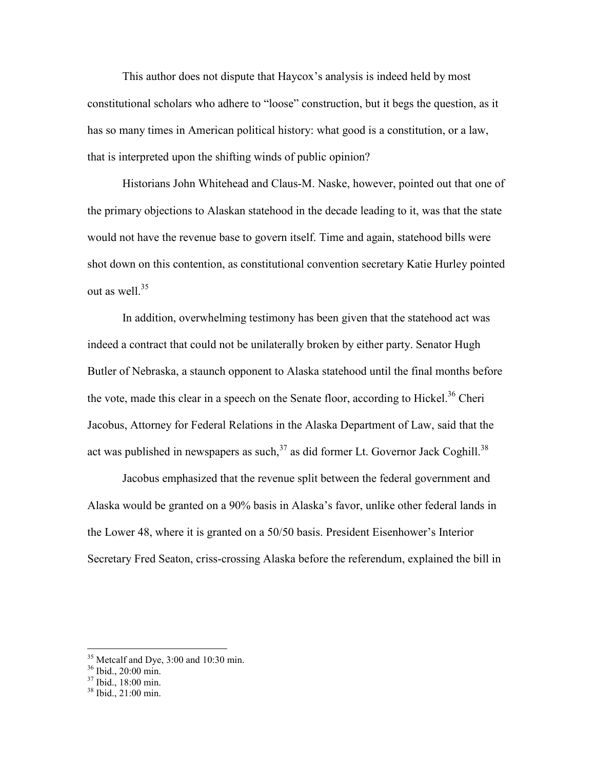This author does not dispute that Haycox's analysis is indeed held by most constitutional scholars who adhere to "loose" construction, but it begs the question, as it has so many times in American political history: what good is a constitution, or a law, that is interpreted upon the shifting winds of public opinion?

Historians John Whitehead and Claus-M. Naske, however, pointed out that one of the primary objections to Alaskan statehood in the decade leading to it, was that the state would not have the revenue base to govern itself. Time and again, statehood bills were shot down on this contention, as constitutional convention secretary Katie Hurley pointed out as well.[35]

In addition, overwhelming testimony has been given that the statehood act was indeed a contract that could not be unilaterally broken by either party. Senator Hugh Butler of Nebraska, a staunch opponent to Alaska statehood until the final months before the vote, made this clear in a speech on the Senate floor, according to Hickel.[36] Cheri Jacobus, Attorney for Federal Relations in the Alaska Department of Law, said that the act was published in newspapers as such,[37] as did former Lt. Governor Jack Coghill.[38]

Jacobus emphasized that the revenue split between the federal government and Alaska would be granted on a 90% basis in Alaska's favor, unlike other federal lands in the Lower 48, where it is granted on a 50/50 basis. President Eisenhower's Interior Secretary Fred Seaton, criss-crossing Alaska before the referendum, explained the bill in

[35] Metcalf and Dye, 3:00 and 10:30 min.
[36] Ibid., 20:00 min.
[37] Ibid., 18:00 min.
[38] Ibid., 21:00 min.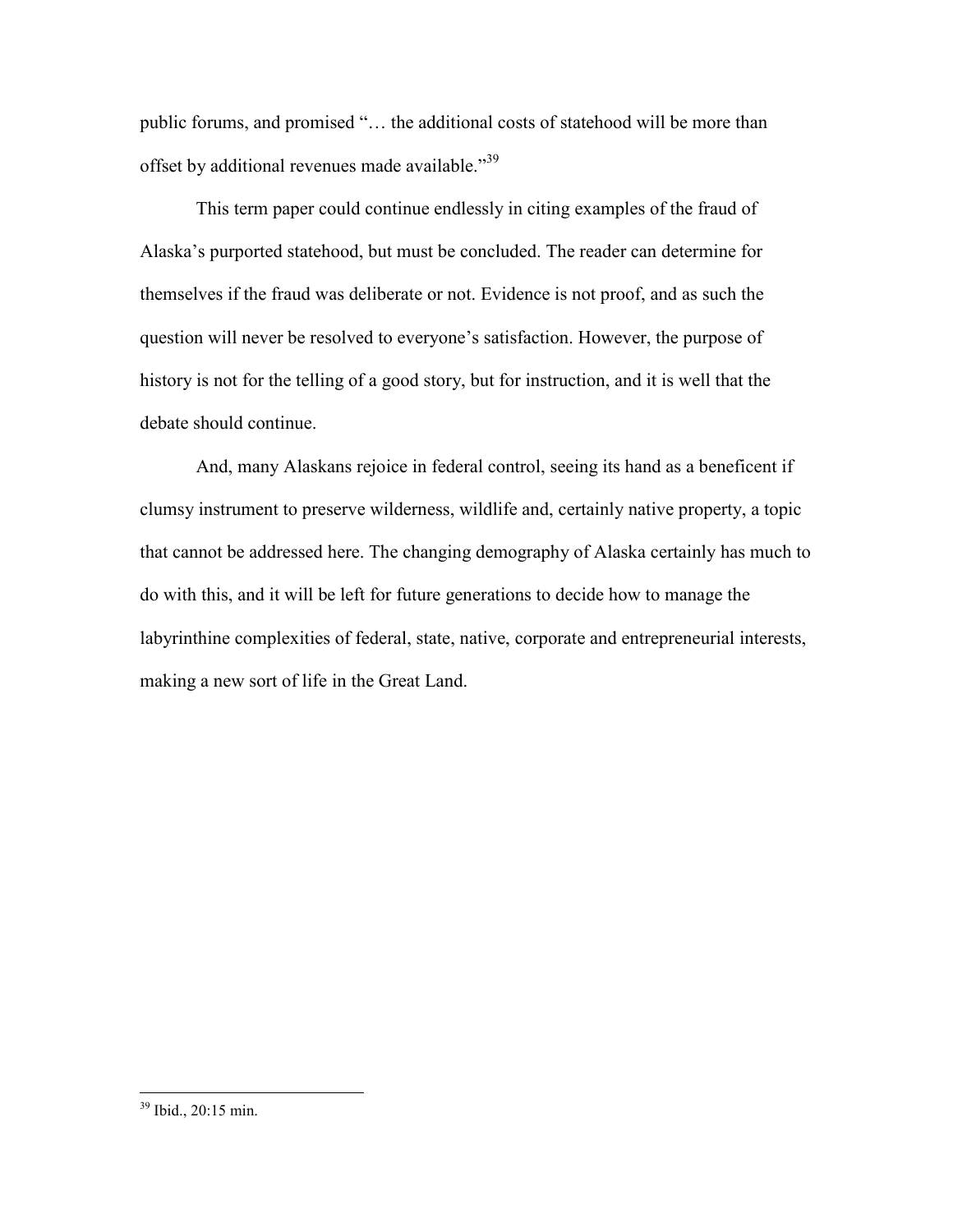public forums, and promised "… the additional costs of statehood will be more than offset by additional revenues made available."[39]

This term paper could continue endlessly in citing examples of the fraud of Alaska's purported statehood, but must be concluded. The reader can determine for themselves if the fraud was deliberate or not. Evidence is not proof, and as such the question will never be resolved to everyone's satisfaction. However, the purpose of history is not for the telling of a good story, but for instruction, and it is well that the debate should continue.

And, many Alaskans rejoice in federal control, seeing its hand as a beneficent if clumsy instrument to preserve wilderness, wildlife and, certainly native property, a topic that cannot be addressed here. The changing demography of Alaska certainly has much to do with this, and it will be left for future generations to decide how to manage the labyrinthine complexities of federal, state, native, corporate and entrepreneurial interests, making a new sort of life in the Great Land.

---

[39] Ibid., 20:15 min.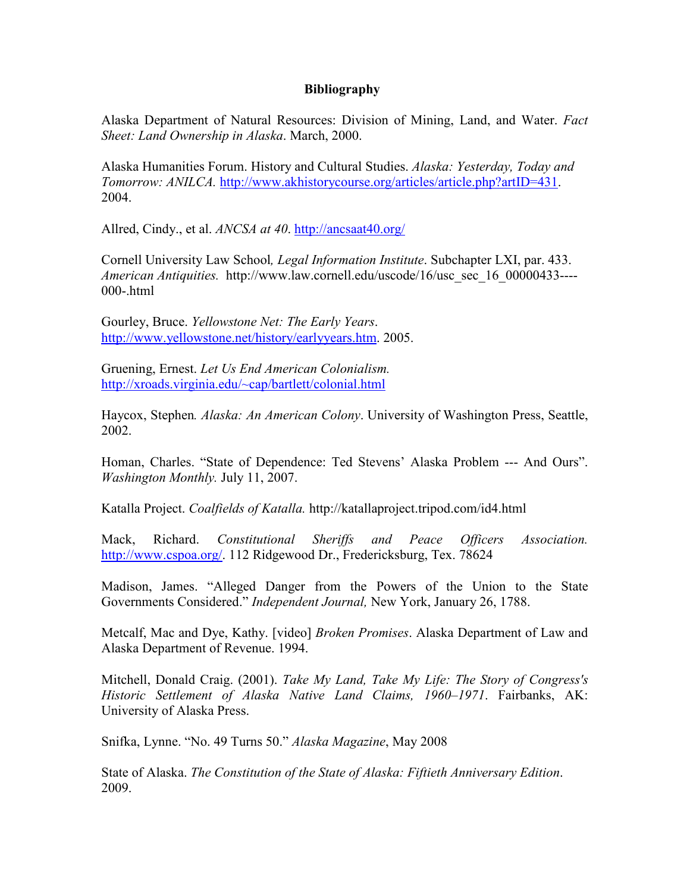**Bibliography**

Alaska Department of Natural Resources: Division of Mining, Land, and Water. *Fact Sheet: Land Ownership in Alaska*. March, 2000.

Alaska Humanities Forum. History and Cultural Studies. *Alaska: Yesterday, Today and Tomorrow: ANILCA.* http://www.akhistorycourse.org/articles/article.php?artID=431. 2004.

Allred, Cindy., et al. *ANCSA at 40*. http://ancsaat40.org/

Cornell University Law School*, Legal Information Institute*. Subchapter LXI, par. 433. *American Antiquities.* http://www.law.cornell.edu/uscode/16/usc_sec_16_00000433----000-.html

Gourley, Bruce. *Yellowstone Net: The Early Years*. http://www.yellowstone.net/history/earlyyears.htm. 2005.

Gruening, Ernest. *Let Us End American Colonialism.* http://xroads.virginia.edu/~cap/bartlett/colonial.html

Haycox, Stephen*. Alaska: An American Colony*. University of Washington Press, Seattle, 2002.

Homan, Charles. "State of Dependence: Ted Stevens' Alaska Problem --- And Ours". *Washington Monthly.* July 11, 2007.

Katalla Project. *Coalfields of Katalla.* http://katallaproject.tripod.com/id4.html

Mack, Richard. *Constitutional Sheriffs and Peace Officers Association.* http://www.cspoa.org/. 112 Ridgewood Dr., Fredericksburg, Tex. 78624

Madison, James. "Alleged Danger from the Powers of the Union to the State Governments Considered." *Independent Journal,* New York, January 26, 1788.

Metcalf, Mac and Dye, Kathy. [video] *Broken Promises*. Alaska Department of Law and Alaska Department of Revenue. 1994.

Mitchell, Donald Craig. (2001). *Take My Land, Take My Life: The Story of Congress's Historic Settlement of Alaska Native Land Claims, 1960–1971*. Fairbanks, AK: University of Alaska Press.

Snifka, Lynne. "No. 49 Turns 50." *Alaska Magazine*, May 2008

State of Alaska. *The Constitution of the State of Alaska: Fiftieth Anniversary Edition*. 2009.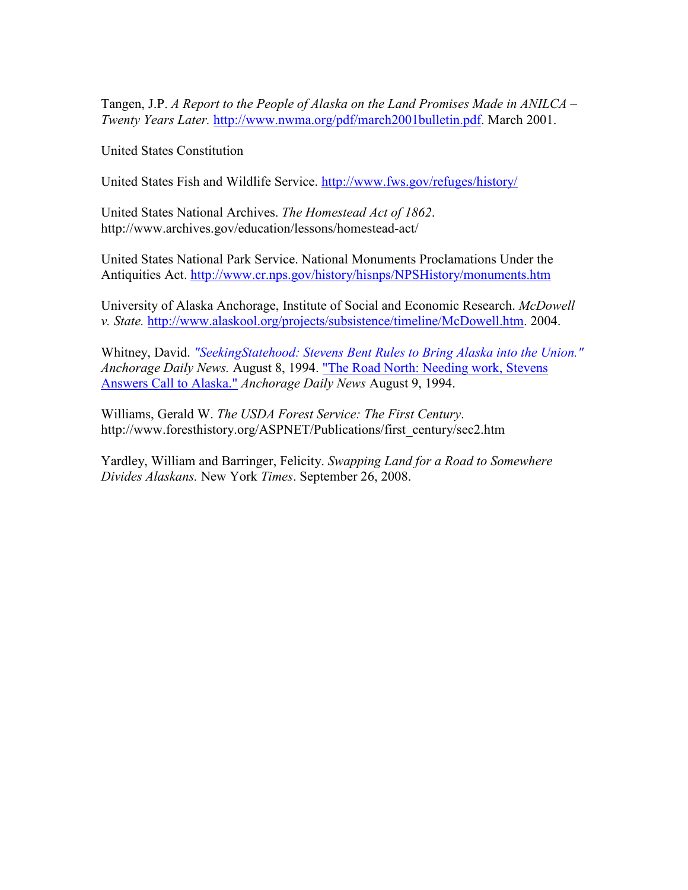Tangen, J.P. *A Report to the People of Alaska on the Land Promises Made in ANILCA – Twenty Years Later.* http://www.nwma.org/pdf/march2001bulletin.pdf. March 2001.

United States Constitution

United States Fish and Wildlife Service. http://www.fws.gov/refuges/history/

United States National Archives. *The Homestead Act of 1862*. http://www.archives.gov/education/lessons/homestead-act/

United States National Park Service. National Monuments Proclamations Under the Antiquities Act. http://www.cr.nps.gov/history/hisnps/NPSHistory/monuments.htm

University of Alaska Anchorage, Institute of Social and Economic Research. *McDowell v. State.* http://www.alaskool.org/projects/subsistence/timeline/McDowell.htm. 2004.

Whitney, David. *"SeekingStatehood: Stevens Bent Rules to Bring Alaska into the Union." Anchorage Daily News.* August 8, 1994. "The Road North: Needing work, Stevens Answers Call to Alaska." *Anchorage Daily News* August 9, 1994.

Williams, Gerald W. *The USDA Forest Service: The First Century*. http://www.foresthistory.org/ASPNET/Publications/first_century/sec2.htm

Yardley, William and Barringer, Felicity. *Swapping Land for a Road to Somewhere Divides Alaskans.* New York *Times*. September 26, 2008.